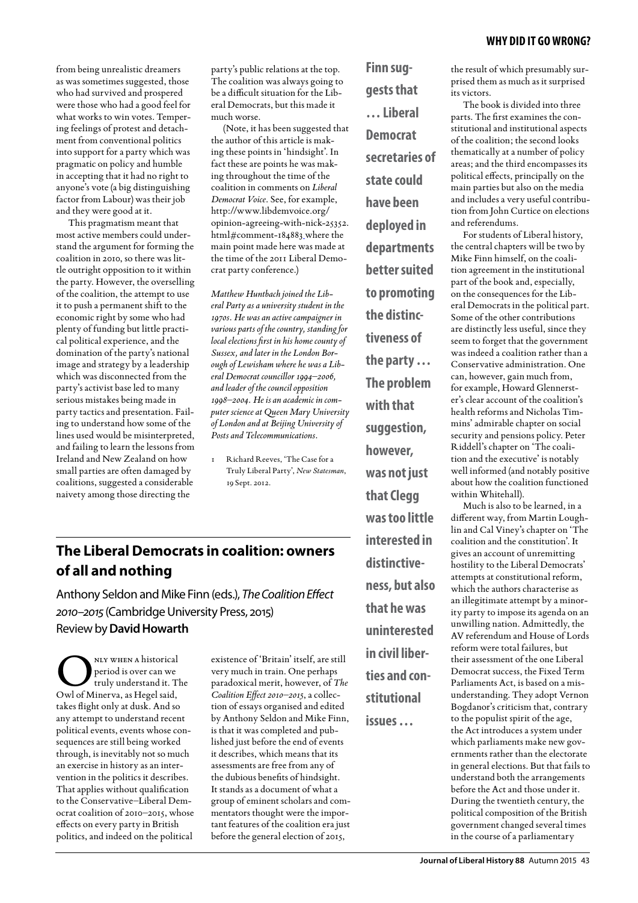from being unrealistic dreamers as was sometimes suggested, those who had survived and prospered were those who had a good feel for what works to win votes. Tempering feelings of protest and detachment from conventional politics into support for a party which was pragmatic on policy and humble in accepting that it had no right to anyone's vote (a big distinguishing factor from Labour) was their job and they were good at it.

This pragmatism meant that most active members could understand the argument for forming the coalition in 2010, so there was little outright opposition to it within the party. However, the overselling of the coalition, the attempt to use it to push a permanent shift to the economic right by some who had plenty of funding but little practical political experience, and the domination of the party's national image and strategy by a leadership which was disconnected from the party's activist base led to many serious mistakes being made in party tactics and presentation. Failing to understand how some of the lines used would be misinterpreted, and failing to learn the lessons from Ireland and New Zealand on how small parties are often damaged by coalitions, suggested a considerable naivety among those directing the party's public relations at the top. The coalition was always going to be a difficult situation for the Liberal Democrats, but this made it much worse.

(Note, it has been suggested that the author of this article is making these points in 'hindsight'. In fact these are points he was making throughout the time of the coalition in comments on *Liberal Democrat Voice*. See, for example, http://www.libdemvoice.org/opinion-agreeing-with-nick-25352.html#comment-184883 where the main point made here was made at the time of the 2011 Liberal Democrat party conference.)

*Matthew Huntbach joined the Liberal Party as a university student in the 1970s. He was an active campaigner in various parts of the country, standing for local elections first in his home county of Sussex, and later in the London Borough of Lewisham where he was a Liberal Democrat councillor 1994–2006, and leader of the council opposition 1998–2004. He is an academic in computer science at Queen Mary University of London and at Beijing University of Posts and Telecommunications.*

1 Richard Reeves, 'The Case for a Truly Liberal Party', *New Statesman*, 19 Sept. 2012.

## The Liberal Democrats in coalition: owners of all and nothing

Anthony Seldon and Mike Finn (eds.), *The Coalition Effect 2010–2015* (Cambridge University Press, 2015)
Review by **David Howarth**

Only when a historical period is over can we truly understand it. The Owl of Minerva, as Hegel said, takes flight only at dusk. And so any attempt to understand recent political events, events whose consequences are still being worked through, is inevitably not so much an exercise in history as an intervention in the politics it describes. That applies without qualification to the Conservative–Liberal Democrat coalition of 2010–2015, whose effects on every party in British politics, and indeed on the political existence of 'Britain' itself, are still very much in train. One perhaps paradoxical merit, however, of *The Coalition Effect 2010–2015*, a collection of essays organised and edited by Anthony Seldon and Mike Finn, is that it was completed and published just before the end of events it describes, which means that its assessments are free from any of the dubious benefits of hindsight. It stands as a document of what a group of eminent scholars and commentators thought were the important features of the coalition era just before the general election of 2015, the result of which presumably surprised them as much as it surprised its victors.

**Finn suggests that … Liberal Democrat secretaries of state could have been deployed in departments better suited to promoting the distinctiveness of the party … The problem with that suggestion, however, was not just that Clegg was too little interested in distinctiveness, but also that he was uninterested in civil liberties and constitutional issues …**

The book is divided into three parts. The first examines the constitutional and institutional aspects of the coalition; the second looks thematically at a number of policy areas; and the third encompasses its political effects, principally on the main parties but also on the media and includes a very useful contribution from John Curtice on elections and referendums.

For students of Liberal history, the central chapters will be two by Mike Finn himself, on the coalition agreement in the institutional part of the book and, especially, on the consequences for the Liberal Democrats in the political part. Some of the other contributions are distinctly less useful, since they seem to forget that the government was indeed a coalition rather than a Conservative administration. One can, however, gain much from, for example, Howard Glennerster's clear account of the coalition's health reforms and Nicholas Timmins' admirable chapter on social security and pensions policy. Peter Riddell's chapter on 'The coalition and the executive' is notably well informed (and notably positive about how the coalition functioned within Whitehall).

Much is also to be learned, in a different way, from Martin Loughlin and Cal Viney's chapter on 'The coalition and the constitution'. It gives an account of unremitting hostility to the Liberal Democrats' attempts at constitutional reform, which the authors characterise as an illegitimate attempt by a minority party to impose its agenda on an unwilling nation. Admittedly, the AV referendum and House of Lords reform were total failures, but their assessment of the one Liberal Democrat success, the Fixed Term Parliaments Act, is based on a misunderstanding. They adopt Vernon Bogdanor's criticism that, contrary to the populist spirit of the age, the Act introduces a system under which parliaments make new governments rather than the electorate in general elections. But that fails to understand both the arrangements before the Act and those under it. During the twentieth century, the political composition of the British government changed several times in the course of a parliamentary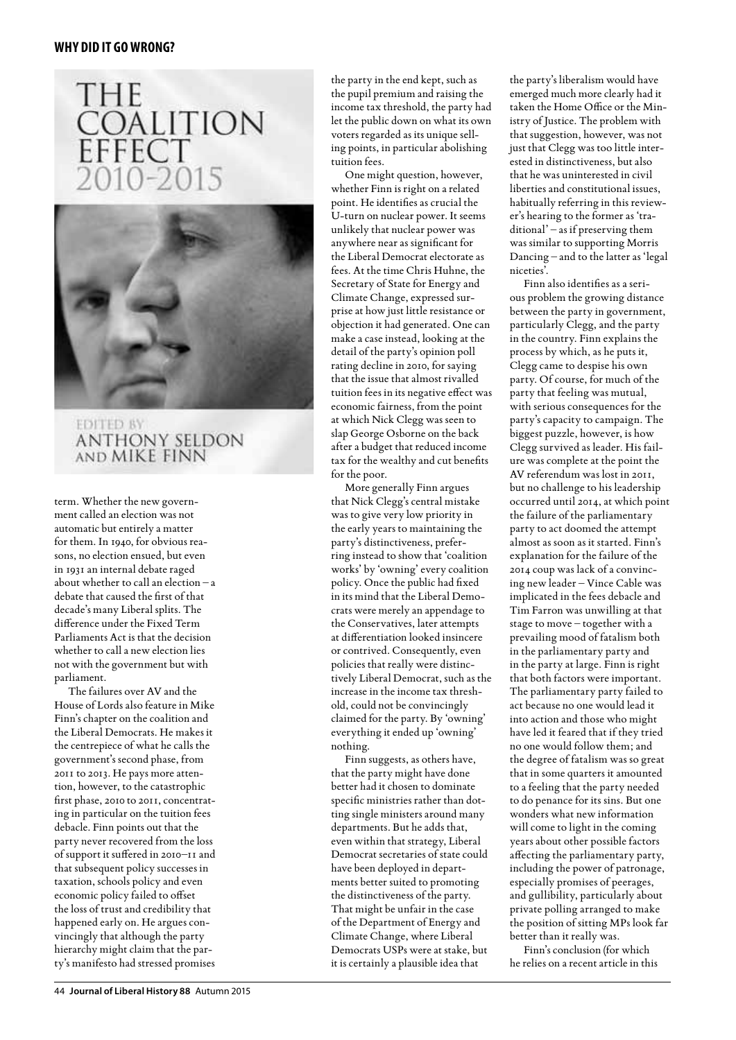term. Whether the new government called an election was not automatic but entirely a matter for them. In 1940, for obvious reasons, no election ensued, but even in 1931 an internal debate raged about whether to call an election – a debate that caused the first of that decade's many Liberal splits. The difference under the Fixed Term Parliaments Act is that the decision whether to call a new election lies not with the government but with parliament.

The failures over AV and the House of Lords also feature in Mike Finn's chapter on the coalition and the Liberal Democrats. He makes it the centrepiece of what he calls the government's second phase, from 2011 to 2013. He pays more attention, however, to the catastrophic first phase, 2010 to 2011, concentrating in particular on the tuition fees debacle. Finn points out that the party never recovered from the loss of support it suffered in 2010–11 and that subsequent policy successes in taxation, schools policy and even economic policy failed to offset the loss of trust and credibility that happened early on. He argues convincingly that although the party hierarchy might claim that the party's manifesto had stressed promises the party in the end kept, such as the pupil premium and raising the income tax threshold, the party had let the public down on what its own voters regarded as its unique selling points, in particular abolishing tuition fees.

One might question, however, whether Finn is right on a related point. He identifies as crucial the U-turn on nuclear power. It seems unlikely that nuclear power was anywhere near as significant for the Liberal Democrat electorate as fees. At the time Chris Huhne, the Secretary of State for Energy and Climate Change, expressed surprise at how just little resistance or objection it had generated. One can make a case instead, looking at the detail of the party's opinion poll rating decline in 2010, for saying that the issue that almost rivalled tuition fees in its negative effect was economic fairness, from the point at which Nick Clegg was seen to slap George Osborne on the back after a budget that reduced income tax for the wealthy and cut benefits for the poor.

More generally Finn argues that Nick Clegg's central mistake was to give very low priority in the early years to maintaining the party's distinctiveness, preferring instead to show that 'coalition works' by 'owning' every coalition policy. Once the public had fixed in its mind that the Liberal Democrats were merely an appendage to the Conservatives, later attempts at differentiation looked insincere or contrived. Consequently, even policies that really were distinctively Liberal Democrat, such as the increase in the income tax threshold, could not be convincingly claimed for the party. By 'owning' everything it ended up 'owning' nothing.

Finn suggests, as others have, that the party might have done better had it chosen to dominate specific ministries rather than dotting single ministers around many departments. But he adds that, even within that strategy, Liberal Democrat secretaries of state could have been deployed in departments better suited to promoting the distinctiveness of the party. That might be unfair in the case of the Department of Energy and Climate Change, where Liberal Democrats USPs were at stake, but it is certainly a plausible idea that the party's liberalism would have emerged much more clearly had it taken the Home Office or the Ministry of Justice. The problem with that suggestion, however, was not just that Clegg was too little interested in distinctiveness, but also that he was uninterested in civil liberties and constitutional issues, habitually referring in this reviewer's hearing to the former as 'traditional' – as if preserving them was similar to supporting Morris Dancing – and to the latter as 'legal niceties'.

Finn also identifies as a serious problem the growing distance between the party in government, particularly Clegg, and the party in the country. Finn explains the process by which, as he puts it, Clegg came to despise his own party. Of course, for much of the party that feeling was mutual, with serious consequences for the party's capacity to campaign. The biggest puzzle, however, is how Clegg survived as leader. His failure was complete at the point the AV referendum was lost in 2011, but no challenge to his leadership occurred until 2014, at which point the failure of the parliamentary party to act doomed the attempt almost as soon as it started. Finn's explanation for the failure of the 2014 coup was lack of a convincing new leader – Vince Cable was implicated in the fees debacle and Tim Farron was unwilling at that stage to move – together with a prevailing mood of fatalism both in the parliamentary party and in the party at large. Finn is right that both factors were important. The parliamentary party failed to act because no one would lead it into action and those who might have led it feared that if they tried no one would follow them; and the degree of fatalism was so great that in some quarters it amounted to a feeling that the party needed to do penance for its sins. But one wonders what new information will come to light in the coming years about other possible factors affecting the parliamentary party, including the power of patronage, especially promises of peerages, and gullibility, particularly about private polling arranged to make the position of sitting MPs look far better than it really was.

Finn's conclusion (for which he relies on a recent article in this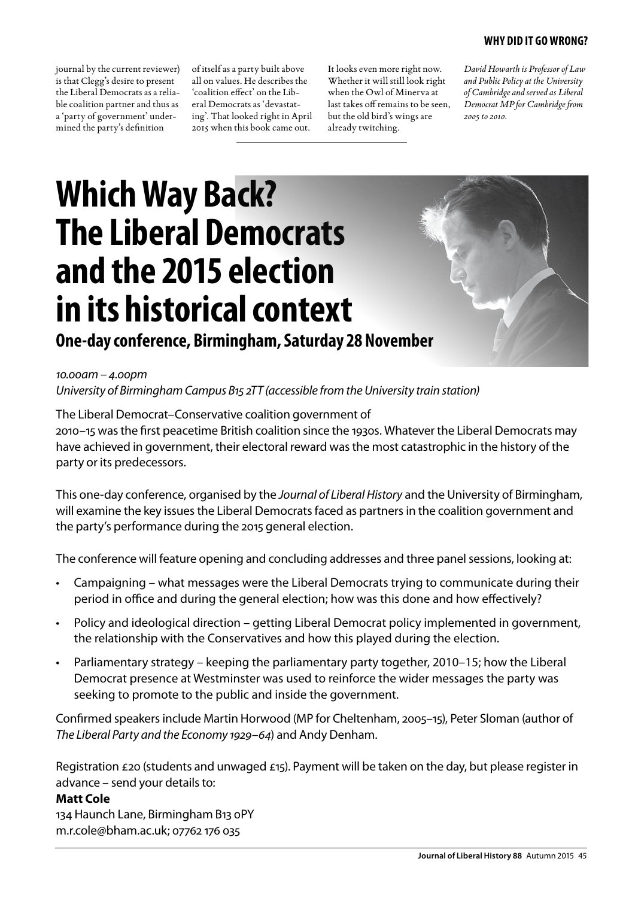journal by the current reviewer) is that Clegg's desire to present the Liberal Democrats as a reliable coalition partner and thus as a 'party of government' undermined the party's definition of itself as a party built above all on values. He describes the 'coalition effect' on the Liberal Democrats as 'devastating'. That looked right in April 2015 when this book came out. It looks even more right now. Whether it will still look right when the Owl of Minerva at last takes off remains to be seen, but the old bird's wings are already twitching.

*David Howarth is Professor of Law and Public Policy at the University of Cambridge and served as Liberal Democrat MP for Cambridge from 2005 to 2010.*

# Which Way Back? The Liberal Democrats and the 2015 election in its historical context

## One-day conference, Birmingham, Saturday 28 November

*10.00am – 4.00pm*
*University of Birmingham Campus B15 2TT (accessible from the University train station)*

The Liberal Democrat–Conservative coalition government of 2010–15 was the first peacetime British coalition since the 1930s. Whatever the Liberal Democrats may have achieved in government, their electoral reward was the most catastrophic in the history of the party or its predecessors.

This one-day conference, organised by the *Journal of Liberal History* and the University of Birmingham, will examine the key issues the Liberal Democrats faced as partners in the coalition government and the party's performance during the 2015 general election.

The conference will feature opening and concluding addresses and three panel sessions, looking at:

- Campaigning – what messages were the Liberal Democrats trying to communicate during their period in office and during the general election; how was this done and how effectively?
- Policy and ideological direction – getting Liberal Democrat policy implemented in government, the relationship with the Conservatives and how this played during the election.
- Parliamentary strategy – keeping the parliamentary party together, 2010–15; how the Liberal Democrat presence at Westminster was used to reinforce the wider messages the party was seeking to promote to the public and inside the government.

Confirmed speakers include Martin Horwood (MP for Cheltenham, 2005–15), Peter Sloman (author of *The Liberal Party and the Economy 1929–64*) and Andy Denham.

Registration £20 (students and unwaged £15). Payment will be taken on the day, but please register in advance – send your details to:

**Matt Cole**
134 Haunch Lane, Birmingham B13 0PY
m.r.cole@bham.ac.uk; 07762 176 035